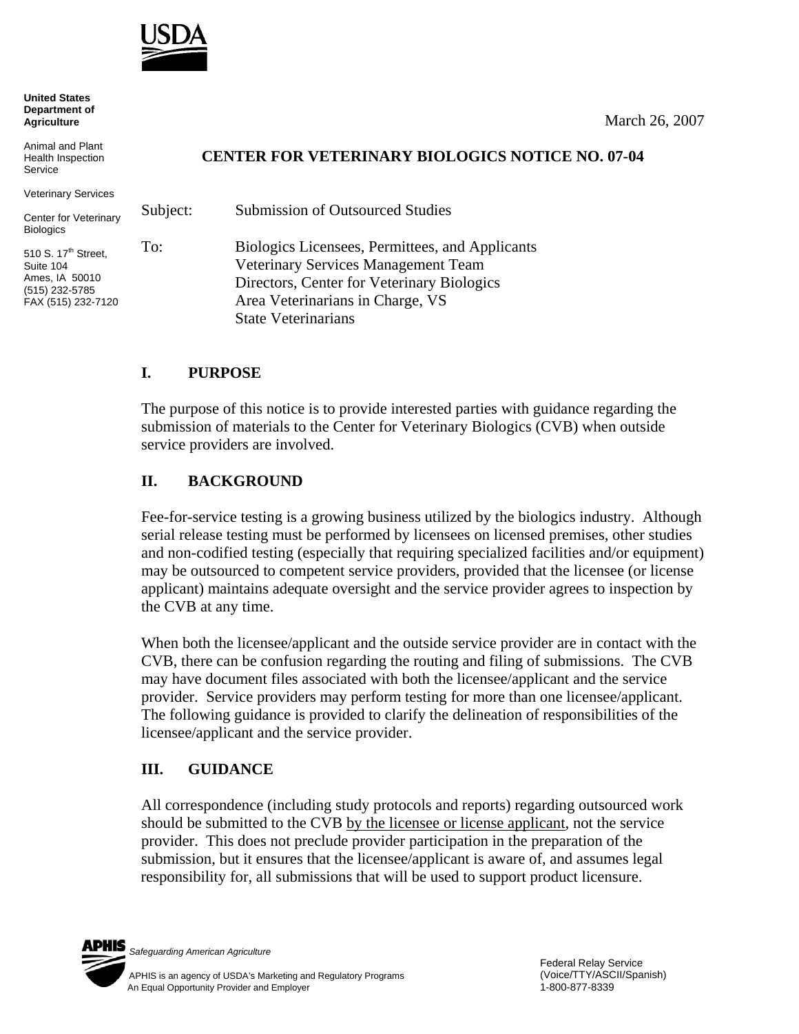USDA

**United States Department of Agriculture**

Animal and Plant Health Inspection Service

Veterinary Services

Center for Veterinary Biologics

510 S. 17th Street, Suite 104
Ames, IA 50010
(515) 232-5785
FAX (515) 232-7120

March 26, 2007

**CENTER FOR VETERINARY BIOLOGICS NOTICE NO. 07-04**

Subject: Submission of Outsourced Studies

To: Biologics Licensees, Permittees, and Applicants
Veterinary Services Management Team
Directors, Center for Veterinary Biologics
Area Veterinarians in Charge, VS
State Veterinarians

## I. PURPOSE

The purpose of this notice is to provide interested parties with guidance regarding the submission of materials to the Center for Veterinary Biologics (CVB) when outside service providers are involved.

## II. BACKGROUND

Fee-for-service testing is a growing business utilized by the biologics industry. Although serial release testing must be performed by licensees on licensed premises, other studies and non-codified testing (especially that requiring specialized facilities and/or equipment) may be outsourced to competent service providers, provided that the licensee (or license applicant) maintains adequate oversight and the service provider agrees to inspection by the CVB at any time.

When both the licensee/applicant and the outside service provider are in contact with the CVB, there can be confusion regarding the routing and filing of submissions. The CVB may have document files associated with both the licensee/applicant and the service provider. Service providers may perform testing for more than one licensee/applicant. The following guidance is provided to clarify the delineation of responsibilities of the licensee/applicant and the service provider.

## III. GUIDANCE

All correspondence (including study protocols and reports) regarding outsourced work should be submitted to the CVB by the licensee or license applicant, not the service provider. This does not preclude provider participation in the preparation of the submission, but it ensures that the licensee/applicant is aware of, and assumes legal responsibility for, all submissions that will be used to support product licensure.

APHIS *Safeguarding American Agriculture*

APHIS is an agency of USDA's Marketing and Regulatory Programs
An Equal Opportunity Provider and Employer

Federal Relay Service
(Voice/TTY/ASCII/Spanish)
1-800-877-8339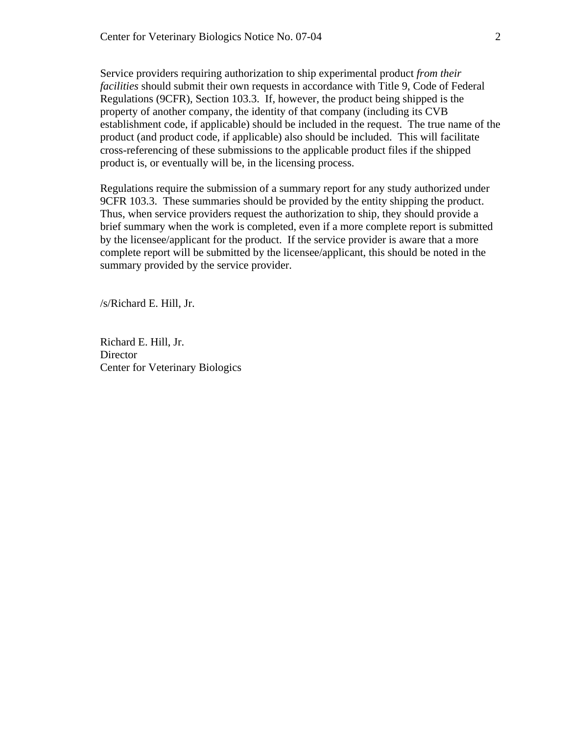Service providers requiring authorization to ship experimental product *from their facilities* should submit their own requests in accordance with Title 9, Code of Federal Regulations (9CFR), Section 103.3. If, however, the product being shipped is the property of another company, the identity of that company (including its CVB establishment code, if applicable) should be included in the request. The true name of the product (and product code, if applicable) also should be included. This will facilitate cross-referencing of these submissions to the applicable product files if the shipped product is, or eventually will be, in the licensing process.

Regulations require the submission of a summary report for any study authorized under 9CFR 103.3. These summaries should be provided by the entity shipping the product. Thus, when service providers request the authorization to ship, they should provide a brief summary when the work is completed, even if a more complete report is submitted by the licensee/applicant for the product. If the service provider is aware that a more complete report will be submitted by the licensee/applicant, this should be noted in the summary provided by the service provider.

/s/Richard E. Hill, Jr.

Richard E. Hill, Jr.
Director
Center for Veterinary Biologics